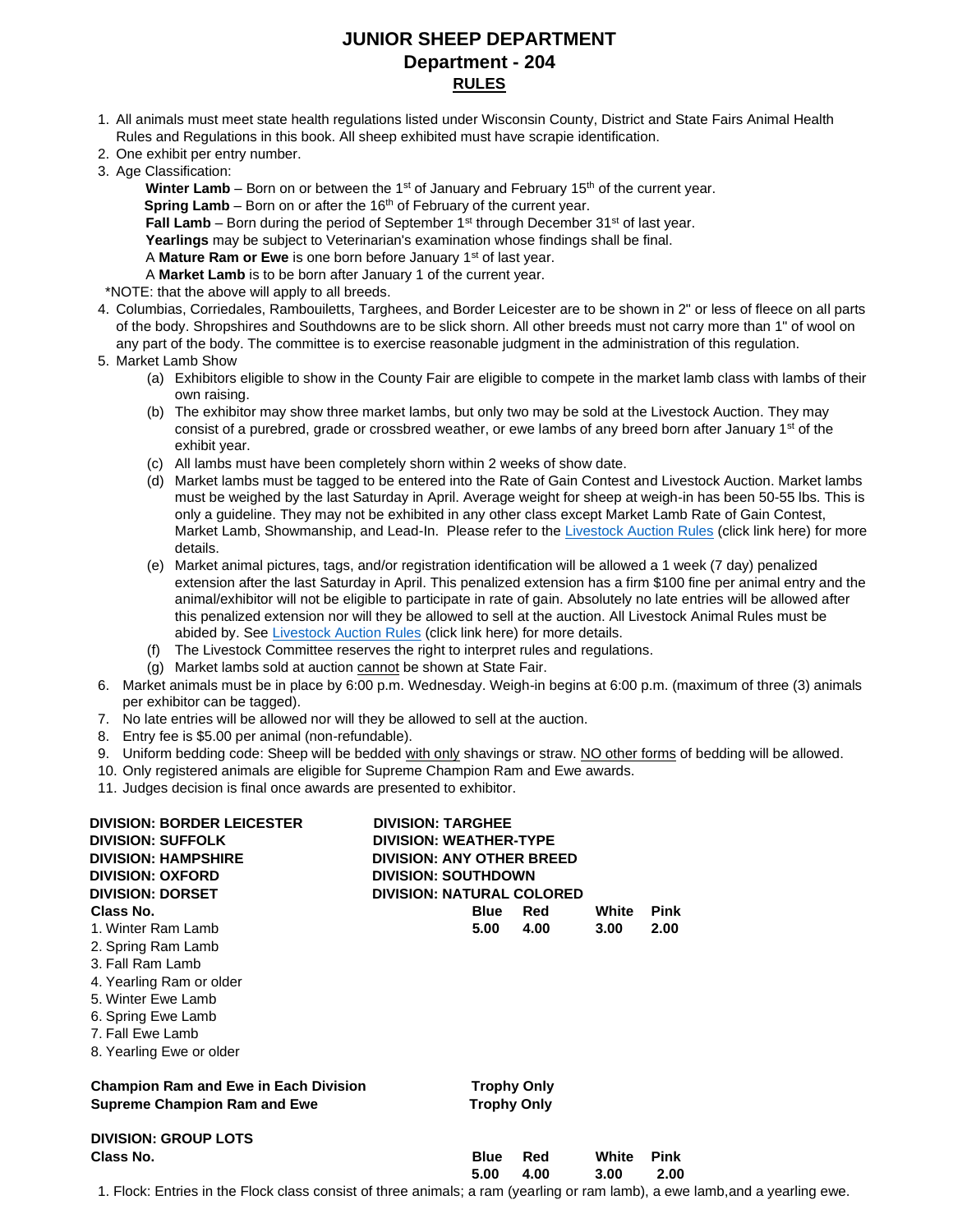# JUNIOR SHEEP DEPARTMENT
## Department - 204
## RULES

1. All animals must meet state health regulations listed under Wisconsin County, District and State Fairs Animal Health Rules and Regulations in this book. All sheep exhibited must have scrapie identification.
2. One exhibit per entry number.
3. Age Classification:
   - **Winter Lamb** – Born on or between the 1st of January and February 15th of the current year.
   - **Spring Lamb** – Born on or after the 16th of February of the current year.
   - **Fall Lamb** – Born during the period of September 1st through December 31st of last year.
   - **Yearlings** may be subject to Veterinarian's examination whose findings shall be final.
   - A **Mature Ram or Ewe** is one born before January 1st of last year.
   - A **Market Lamb** is to be born after January 1 of the current year.

   *NOTE: that the above will apply to all breeds.
4. Columbias, Corriedales, Rambouiletts, Targhees, and Border Leicester are to be shown in 2" or less of fleece on all parts of the body. Shropshires and Southdowns are to be slick shorn. All other breeds must not carry more than 1" of wool on any part of the body. The committee is to exercise reasonable judgment in the administration of this regulation.
5. Market Lamb Show
   - (a) Exhibitors eligible to show in the County Fair are eligible to compete in the market lamb class with lambs of their own raising.
   - (b) The exhibitor may show three market lambs, but only two may be sold at the Livestock Auction. They may consist of a purebred, grade or crossbred weather, or ewe lambs of any breed born after January 1st of the exhibit year.
   - (c) All lambs must have been completely shorn within 2 weeks of show date.
   - (d) Market lambs must be tagged to be entered into the Rate of Gain Contest and Livestock Auction. Market lambs must be weighed by the last Saturday in April. Average weight for sheep at weigh-in has been 50-55 lbs. This is only a guideline. They may not be exhibited in any other class except Market Lamb Rate of Gain Contest, Market Lamb, Showmanship, and Lead-In. Please refer to the Livestock Auction Rules (click link here) for more details.
   - (e) Market animal pictures, tags, and/or registration identification will be allowed a 1 week (7 day) penalized extension after the last Saturday in April. This penalized extension has a firm $100 fine per animal entry and the animal/exhibitor will not be eligible to participate in rate of gain. Absolutely no late entries will be allowed after this penalized extension nor will they be allowed to sell at the auction. All Livestock Animal Rules must be abided by. See Livestock Auction Rules (click link here) for more details.
   - (f) The Livestock Committee reserves the right to interpret rules and regulations.
   - (g) Market lambs sold at auction cannot be shown at State Fair.
6. Market animals must be in place by 6:00 p.m. Wednesday. Weigh-in begins at 6:00 p.m. (maximum of three (3) animals per exhibitor can be tagged).
7. No late entries will be allowed nor will they be allowed to sell at the auction.
8. Entry fee is $5.00 per animal (non-refundable).
9. Uniform bedding code: Sheep will be bedded with only shavings or straw. NO other forms of bedding will be allowed.
10. Only registered animals are eligible for Supreme Champion Ram and Ewe awards.
11. Judges decision is final once awards are presented to exhibitor.

**DIVISION: BORDER LEICESTER**
**DIVISION: SUFFOLK**
**DIVISION: HAMPSHIRE**
**DIVISION: OXFORD**
**DIVISION: DORSET**
**DIVISION: TARGHEE**
**DIVISION: WEATHER-TYPE**
**DIVISION: ANY OTHER BREED**
**DIVISION: SOUTHDOWN**
**DIVISION: NATURAL COLORED**

| Class No. | Blue | Red | White | Pink |
|---|---|---|---|---|
| 1. Winter Ram Lamb | 5.00 | 4.00 | 3.00 | 2.00 |
| 2. Spring Ram Lamb | | | | |
| 3. Fall Ram Lamb | | | | |
| 4. Yearling Ram or older | | | | |
| 5. Winter Ewe Lamb | | | | |
| 6. Spring Ewe Lamb | | | | |
| 7. Fall Ewe Lamb | | | | |
| 8. Yearling Ewe or older | | | | |

**Champion Ram and Ewe in Each Division** — **Trophy Only**
**Supreme Champion Ram and Ewe** — **Trophy Only**

**DIVISION: GROUP LOTS**

| Class No. | Blue | Red | White | Pink |
|---|---|---|---|---|
| | 5.00 | 4.00 | 3.00 | 2.00 |

1. Flock: Entries in the Flock class consist of three animals; a ram (yearling or ram lamb), a ewe lamb,and a yearling ewe.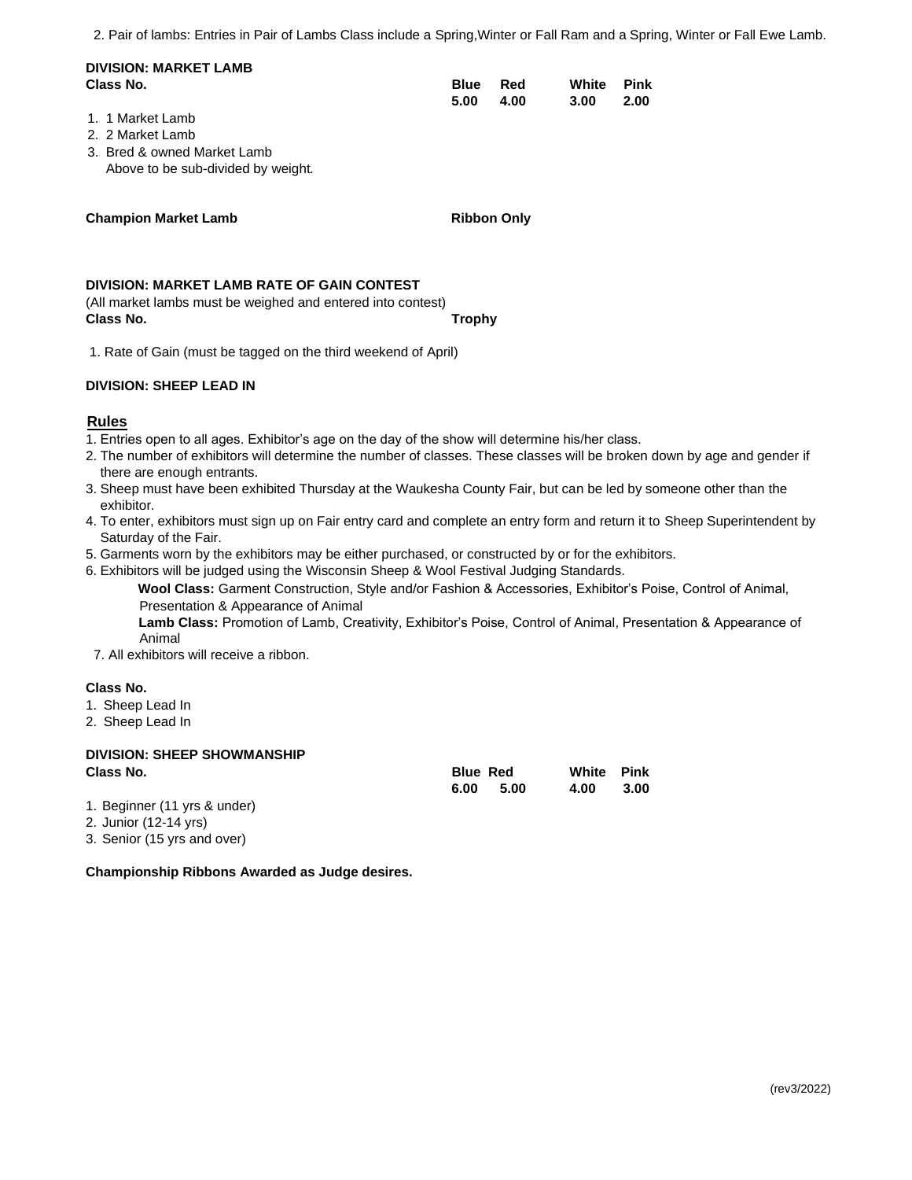2. Pair of lambs: Entries in Pair of Lambs Class include a Spring,Winter or Fall Ram and a Spring, Winter or Fall Ewe Lamb.

**DIVISION: MARKET LAMB**

| Class No. | Blue | Red | White | Pink |
|---|---|---|---|---|
| | 5.00 | 4.00 | 3.00 | 2.00 |

1. 1 Market Lamb
2. 2 Market Lamb
3. Bred & owned Market Lamb
   Above to be sub-divided by weight.

**Champion Market Lamb** **Ribbon Only**

**DIVISION: MARKET LAMB RATE OF GAIN CONTEST**

(All market lambs must be weighed and entered into contest)

**Class No.** **Trophy**

1. Rate of Gain (must be tagged on the third weekend of April)

**DIVISION: SHEEP LEAD IN**

## Rules

1. Entries open to all ages. Exhibitor's age on the day of the show will determine his/her class.
2. The number of exhibitors will determine the number of classes. These classes will be broken down by age and gender if there are enough entrants.
3. Sheep must have been exhibited Thursday at the Waukesha County Fair, but can be led by someone other than the exhibitor.
4. To enter, exhibitors must sign up on Fair entry card and complete an entry form and return it to Sheep Superintendent by Saturday of the Fair.
5. Garments worn by the exhibitors may be either purchased, or constructed by or for the exhibitors.
6. Exhibitors will be judged using the Wisconsin Sheep & Wool Festival Judging Standards.
   **Wool Class:** Garment Construction, Style and/or Fashion & Accessories, Exhibitor's Poise, Control of Animal, Presentation & Appearance of Animal
   **Lamb Class:** Promotion of Lamb, Creativity, Exhibitor's Poise, Control of Animal, Presentation & Appearance of Animal
7. All exhibitors will receive a ribbon.

**Class No.**

1. Sheep Lead In
2. Sheep Lead In

**DIVISION: SHEEP SHOWMANSHIP**

| Class No. | Blue | Red | White | Pink |
|---|---|---|---|---|
| | 6.00 | 5.00 | 4.00 | 3.00 |

1. Beginner (11 yrs & under)
2. Junior (12-14 yrs)
3. Senior (15 yrs and over)

**Championship Ribbons Awarded as Judge desires.**

(rev3/2022)